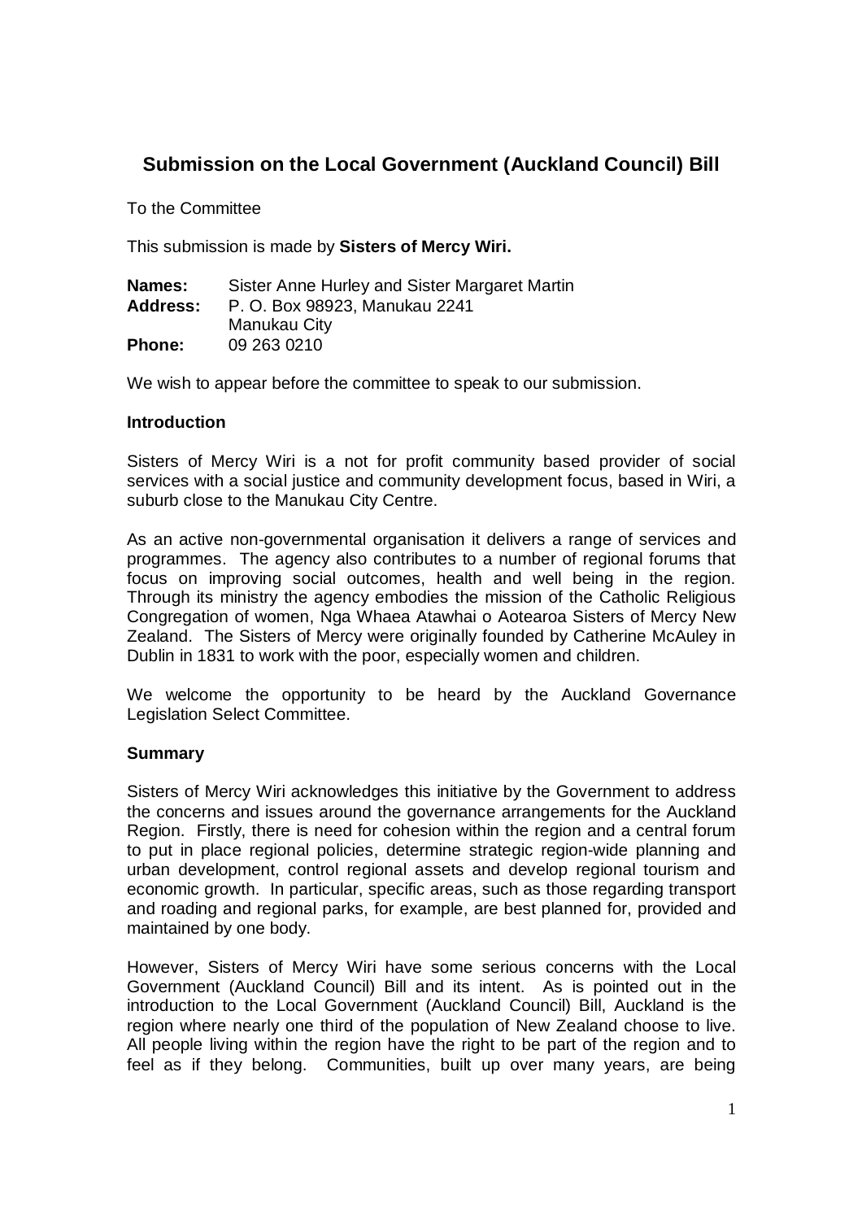# Submission on the Local Government (Auckland Council) Bill

To the Committee

This submission is made by **Sisters of Mercy Wiri.**

**Names:** Sister Anne Hurley and Sister Margaret Martin
**Address:** P. O. Box 98923, Manukau 2241
Manukau City
**Phone:** 09 263 0210

We wish to appear before the committee to speak to our submission.

## Introduction

Sisters of Mercy Wiri is a not for profit community based provider of social services with a social justice and community development focus, based in Wiri, a suburb close to the Manukau City Centre.

As an active non-governmental organisation it delivers a range of services and programmes. The agency also contributes to a number of regional forums that focus on improving social outcomes, health and well being in the region. Through its ministry the agency embodies the mission of the Catholic Religious Congregation of women, Nga Whaea Atawhai o Aotearoa Sisters of Mercy New Zealand. The Sisters of Mercy were originally founded by Catherine McAuley in Dublin in 1831 to work with the poor, especially women and children.

We welcome the opportunity to be heard by the Auckland Governance Legislation Select Committee.

## Summary

Sisters of Mercy Wiri acknowledges this initiative by the Government to address the concerns and issues around the governance arrangements for the Auckland Region. Firstly, there is need for cohesion within the region and a central forum to put in place regional policies, determine strategic region-wide planning and urban development, control regional assets and develop regional tourism and economic growth. In particular, specific areas, such as those regarding transport and roading and regional parks, for example, are best planned for, provided and maintained by one body.

However, Sisters of Mercy Wiri have some serious concerns with the Local Government (Auckland Council) Bill and its intent. As is pointed out in the introduction to the Local Government (Auckland Council) Bill, Auckland is the region where nearly one third of the population of New Zealand choose to live. All people living within the region have the right to be part of the region and to feel as if they belong. Communities, built up over many years, are being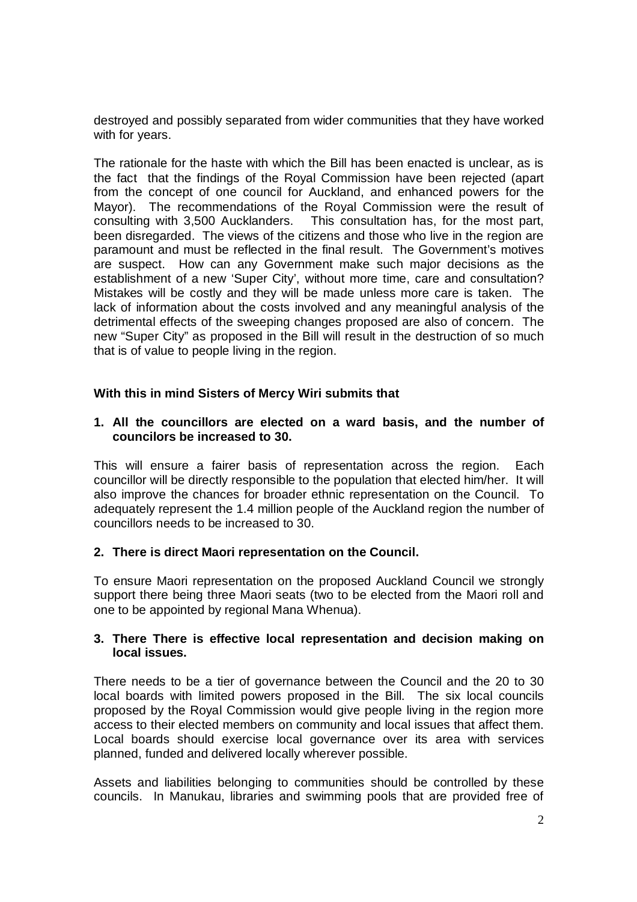destroyed and possibly separated from wider communities that they have worked with for years.

The rationale for the haste with which the Bill has been enacted is unclear, as is the fact that the findings of the Royal Commission have been rejected (apart from the concept of one council for Auckland, and enhanced powers for the Mayor). The recommendations of the Royal Commission were the result of consulting with 3,500 Aucklanders. This consultation has, for the most part, been disregarded. The views of the citizens and those who live in the region are paramount and must be reflected in the final result. The Government's motives are suspect. How can any Government make such major decisions as the establishment of a new 'Super City', without more time, care and consultation? Mistakes will be costly and they will be made unless more care is taken. The lack of information about the costs involved and any meaningful analysis of the detrimental effects of the sweeping changes proposed are also of concern. The new "Super City" as proposed in the Bill will result in the destruction of so much that is of value to people living in the region.

**With this in mind Sisters of Mercy Wiri submits that**

**1. All the councillors are elected on a ward basis, and the number of councilors be increased to 30.**

This will ensure a fairer basis of representation across the region. Each councillor will be directly responsible to the population that elected him/her. It will also improve the chances for broader ethnic representation on the Council. To adequately represent the 1.4 million people of the Auckland region the number of councillors needs to be increased to 30.

**2. There is direct Maori representation on the Council.**

To ensure Maori representation on the proposed Auckland Council we strongly support there being three Maori seats (two to be elected from the Maori roll and one to be appointed by regional Mana Whenua).

**3. There There is effective local representation and decision making on local issues.**

There needs to be a tier of governance between the Council and the 20 to 30 local boards with limited powers proposed in the Bill. The six local councils proposed by the Royal Commission would give people living in the region more access to their elected members on community and local issues that affect them. Local boards should exercise local governance over its area with services planned, funded and delivered locally wherever possible.

Assets and liabilities belonging to communities should be controlled by these councils. In Manukau, libraries and swimming pools that are provided free of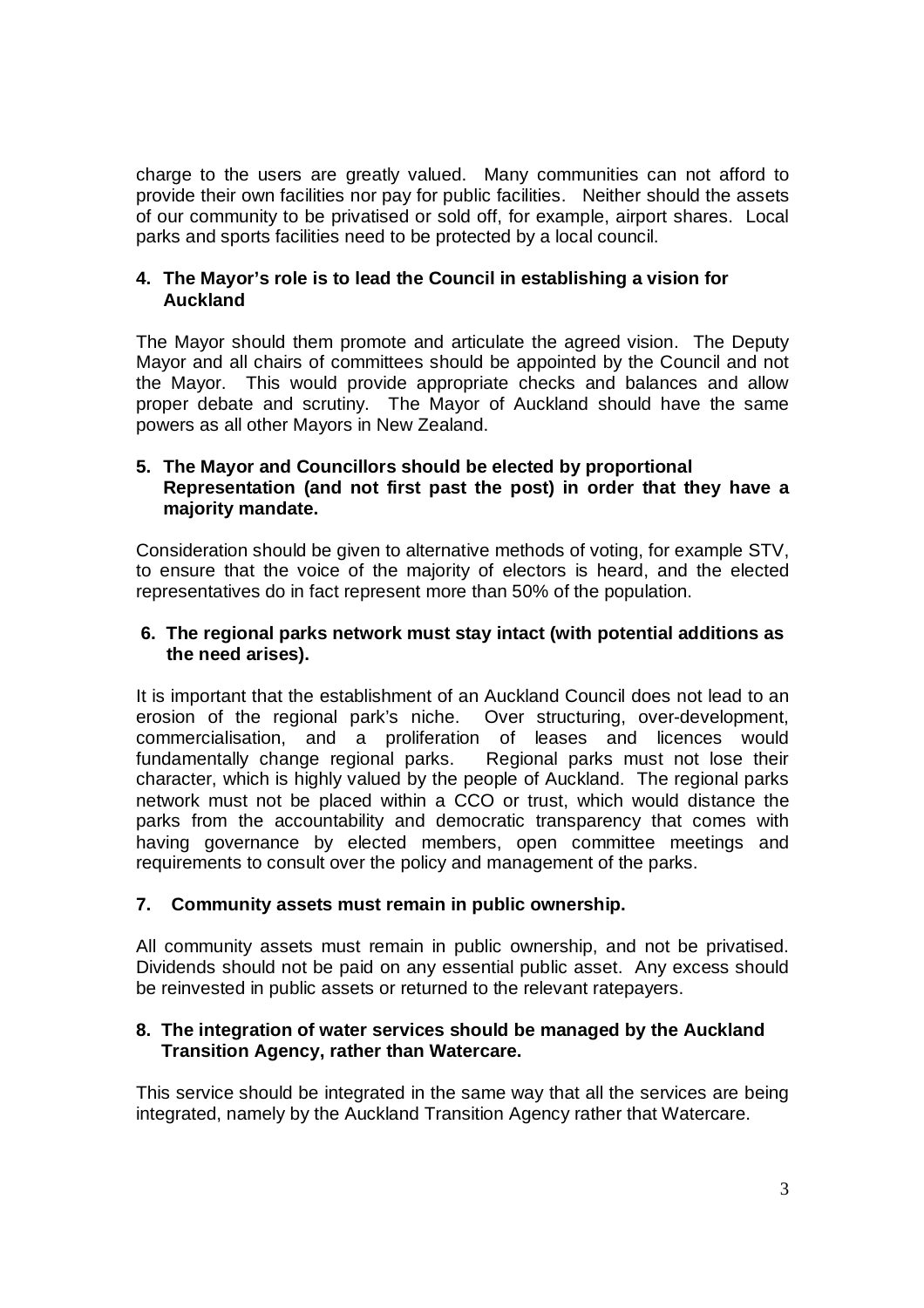charge to the users are greatly valued. Many communities can not afford to provide their own facilities nor pay for public facilities. Neither should the assets of our community to be privatised or sold off, for example, airport shares. Local parks and sports facilities need to be protected by a local council.

**4. The Mayor's role is to lead the Council in establishing a vision for Auckland**

The Mayor should them promote and articulate the agreed vision. The Deputy Mayor and all chairs of committees should be appointed by the Council and not the Mayor. This would provide appropriate checks and balances and allow proper debate and scrutiny. The Mayor of Auckland should have the same powers as all other Mayors in New Zealand.

**5. The Mayor and Councillors should be elected by proportional Representation (and not first past the post) in order that they have a majority mandate.**

Consideration should be given to alternative methods of voting, for example STV, to ensure that the voice of the majority of electors is heard, and the elected representatives do in fact represent more than 50% of the population.

**6. The regional parks network must stay intact (with potential additions as the need arises).**

It is important that the establishment of an Auckland Council does not lead to an erosion of the regional park's niche. Over structuring, over-development, commercialisation, and a proliferation of leases and licences would fundamentally change regional parks. Regional parks must not lose their character, which is highly valued by the people of Auckland. The regional parks network must not be placed within a CCO or trust, which would distance the parks from the accountability and democratic transparency that comes with having governance by elected members, open committee meetings and requirements to consult over the policy and management of the parks.

**7. Community assets must remain in public ownership.**

All community assets must remain in public ownership, and not be privatised. Dividends should not be paid on any essential public asset. Any excess should be reinvested in public assets or returned to the relevant ratepayers.

**8. The integration of water services should be managed by the Auckland Transition Agency, rather than Watercare.**

This service should be integrated in the same way that all the services are being integrated, namely by the Auckland Transition Agency rather that Watercare.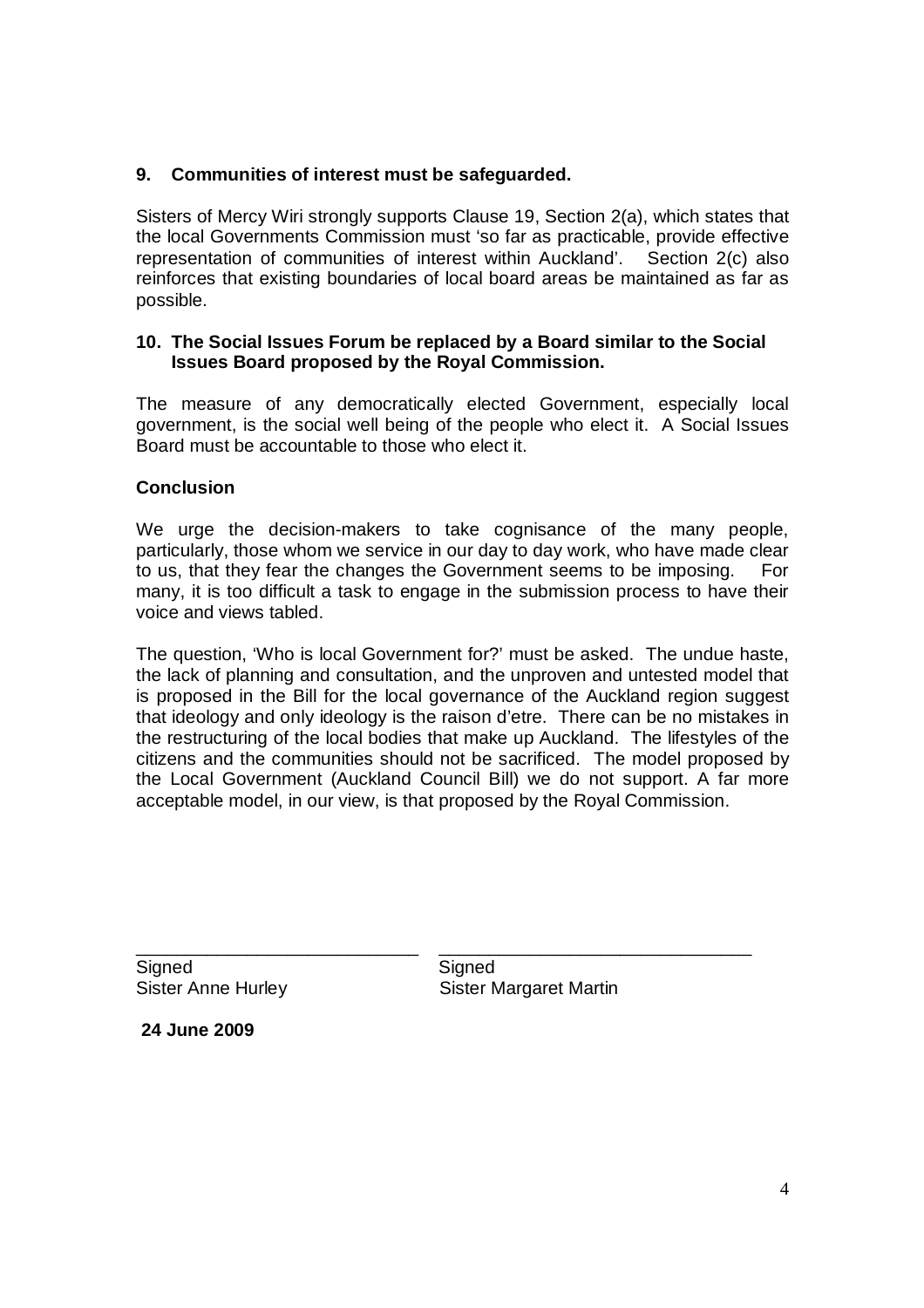## 9. Communities of interest must be safeguarded.

Sisters of Mercy Wiri strongly supports Clause 19, Section 2(a), which states that the local Governments Commission must 'so far as practicable, provide effective representation of communities of interest within Auckland'. Section 2(c) also reinforces that existing boundaries of local board areas be maintained as far as possible.

## 10. The Social Issues Forum be replaced by a Board similar to the Social Issues Board proposed by the Royal Commission.

The measure of any democratically elected Government, especially local government, is the social well being of the people who elect it. A Social Issues Board must be accountable to those who elect it.

## Conclusion

We urge the decision-makers to take cognisance of the many people, particularly, those whom we service in our day to day work, who have made clear to us, that they fear the changes the Government seems to be imposing. For many, it is too difficult a task to engage in the submission process to have their voice and views tabled.

The question, 'Who is local Government for?' must be asked. The undue haste, the lack of planning and consultation, and the unproven and untested model that is proposed in the Bill for the local governance of the Auckland region suggest that ideology and only ideology is the raison d'etre. There can be no mistakes in the restructuring of the local bodies that make up Auckland. The lifestyles of the citizens and the communities should not be sacrificed. The model proposed by the Local Government (Auckland Council Bill) we do not support. A far more acceptable model, in our view, is that proposed by the Royal Commission.

\_\_\_\_\_\_\_\_\_\_\_\_\_\_\_\_\_\_\_\_\_\_\_\_\_\_\_\_ Signed Sister Anne Hurley

\_\_\_\_\_\_\_\_\_\_\_\_\_\_\_\_\_\_\_\_\_\_\_\_\_\_\_\_ Signed Sister Margaret Martin

**24 June 2009**